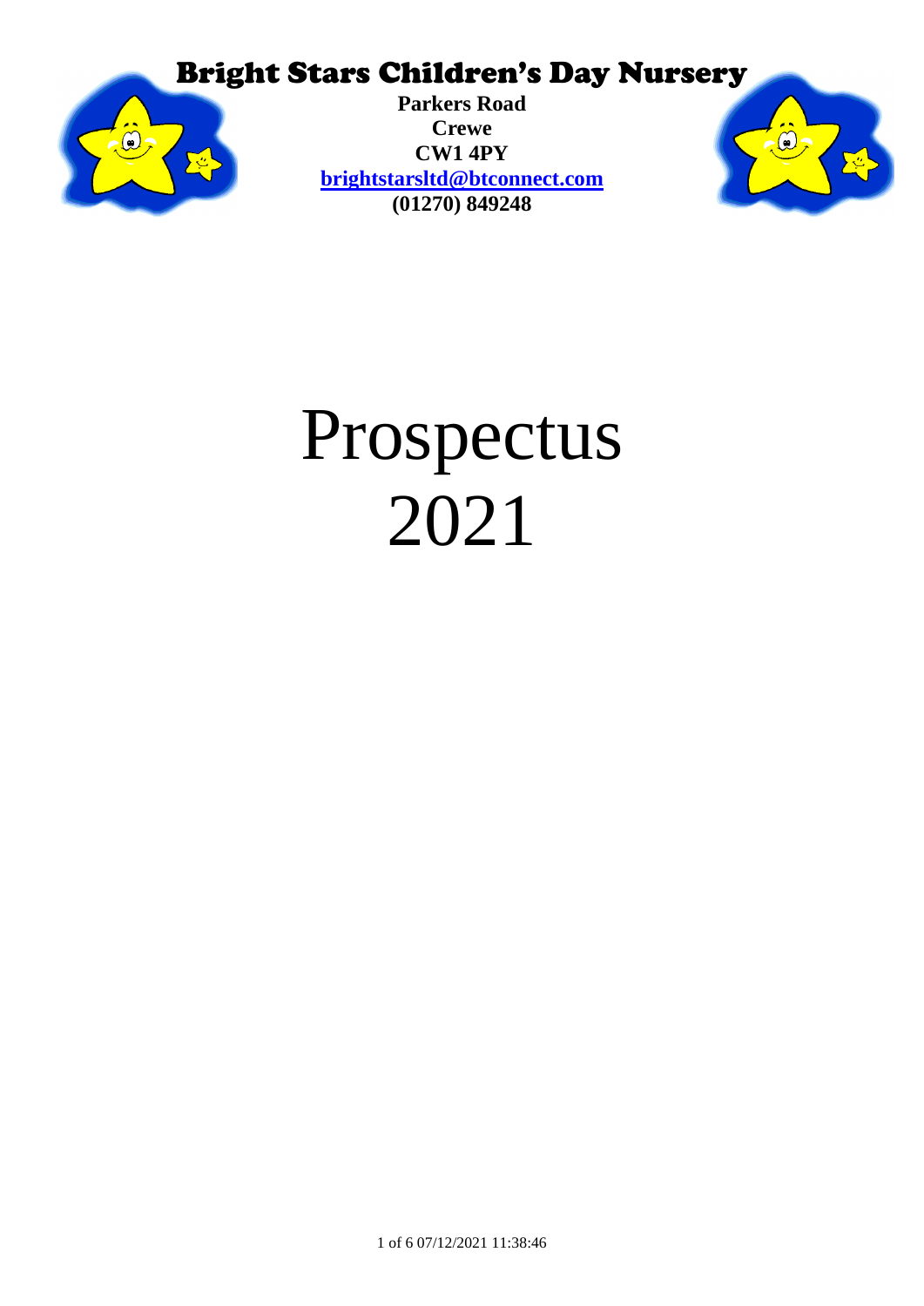# Bright Stars Children's Day Nursery

**Parkers Road**
**Crewe**
**CW1 4PY**
**brightstarsltd@btconnect.com**
**(01270) 849248**

# Prospectus 2021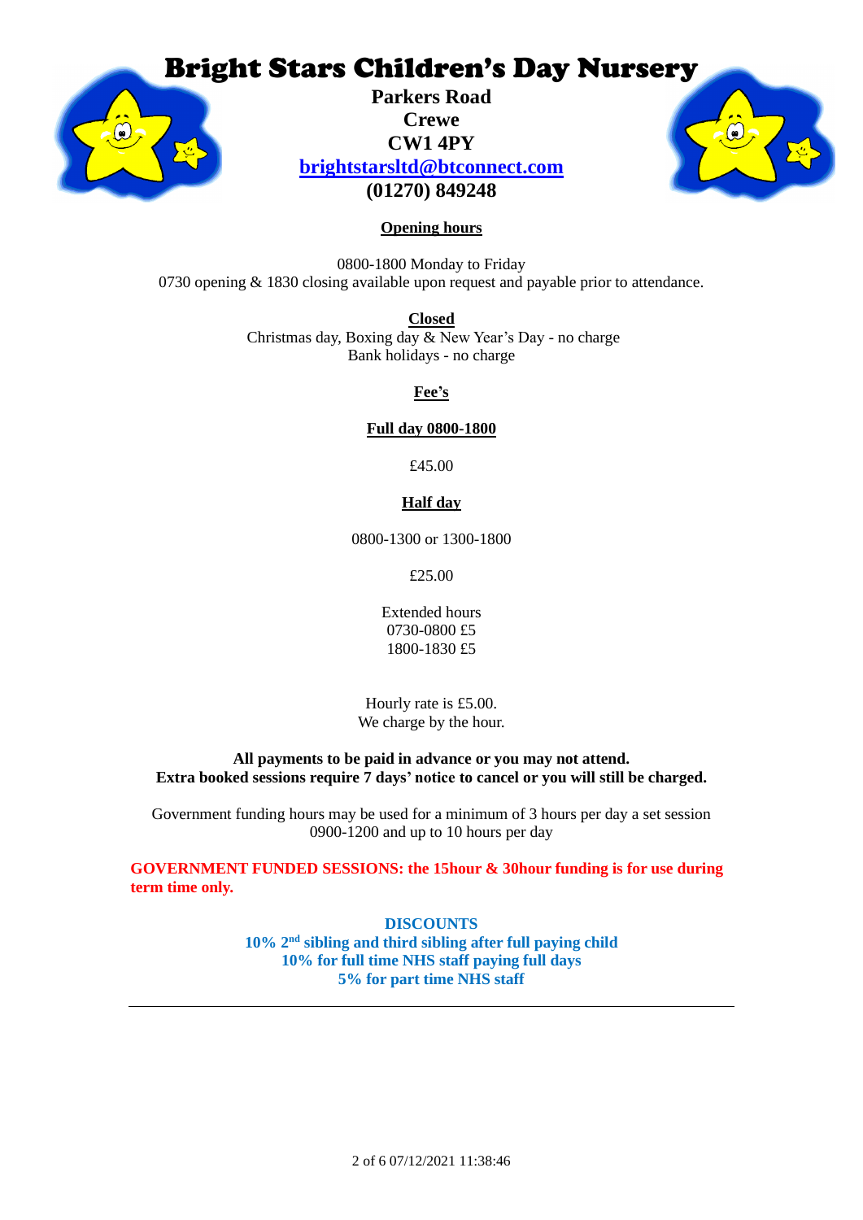# Bright Stars Children's Day Nursery

**Parkers Road**
**Crewe**
**CW1 4PY**
**brightstarsltd@btconnect.com**
**(01270) 849248**

**Opening hours**

0800-1800 Monday to Friday
0730 opening & 1830 closing available upon request and payable prior to attendance.

**Closed**
Christmas day, Boxing day & New Year's Day - no charge
Bank holidays - no charge

**Fee's**

**Full day 0800-1800**

£45.00

**Half day**

0800-1300 or 1300-1800

£25.00

Extended hours
0730-0800 £5
1800-1830 £5

Hourly rate is £5.00.
We charge by the hour.

**All payments to be paid in advance or you may not attend.**
**Extra booked sessions require 7 days' notice to cancel or you will still be charged.**

Government funding hours may be used for a minimum of 3 hours per day a set session 0900-1200 and up to 10 hours per day

**GOVERNMENT FUNDED SESSIONS: the 15hour & 30hour funding is for use during term time only.**

**DISCOUNTS**
**10% 2nd sibling and third sibling after full paying child**
**10% for full time NHS staff paying full days**
**5% for part time NHS staff**

---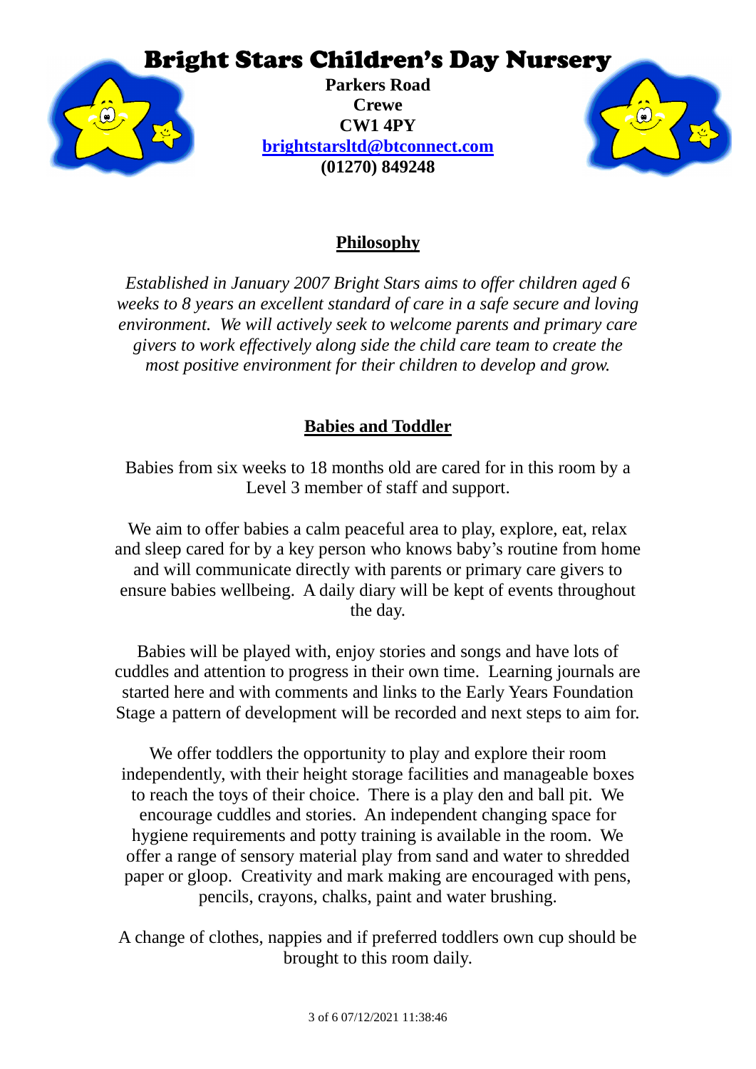# Bright Stars Children's Day Nursery

**Parkers Road**
**Crewe**
**CW1 4PY**
**brightstarsltd@btconnect.com**
**(01270) 849248**

## Philosophy

*Established in January 2007 Bright Stars aims to offer children aged 6 weeks to 8 years an excellent standard of care in a safe secure and loving environment. We will actively seek to welcome parents and primary care givers to work effectively along side the child care team to create the most positive environment for their children to develop and grow.*

## Babies and Toddler

Babies from six weeks to 18 months old are cared for in this room by a Level 3 member of staff and support.

We aim to offer babies a calm peaceful area to play, explore, eat, relax and sleep cared for by a key person who knows baby's routine from home and will communicate directly with parents or primary care givers to ensure babies wellbeing. A daily diary will be kept of events throughout the day.

Babies will be played with, enjoy stories and songs and have lots of cuddles and attention to progress in their own time. Learning journals are started here and with comments and links to the Early Years Foundation Stage a pattern of development will be recorded and next steps to aim for.

We offer toddlers the opportunity to play and explore their room independently, with their height storage facilities and manageable boxes to reach the toys of their choice. There is a play den and ball pit. We encourage cuddles and stories. An independent changing space for hygiene requirements and potty training is available in the room. We offer a range of sensory material play from sand and water to shredded paper or gloop. Creativity and mark making are encouraged with pens, pencils, crayons, chalks, paint and water brushing.

A change of clothes, nappies and if preferred toddlers own cup should be brought to this room daily.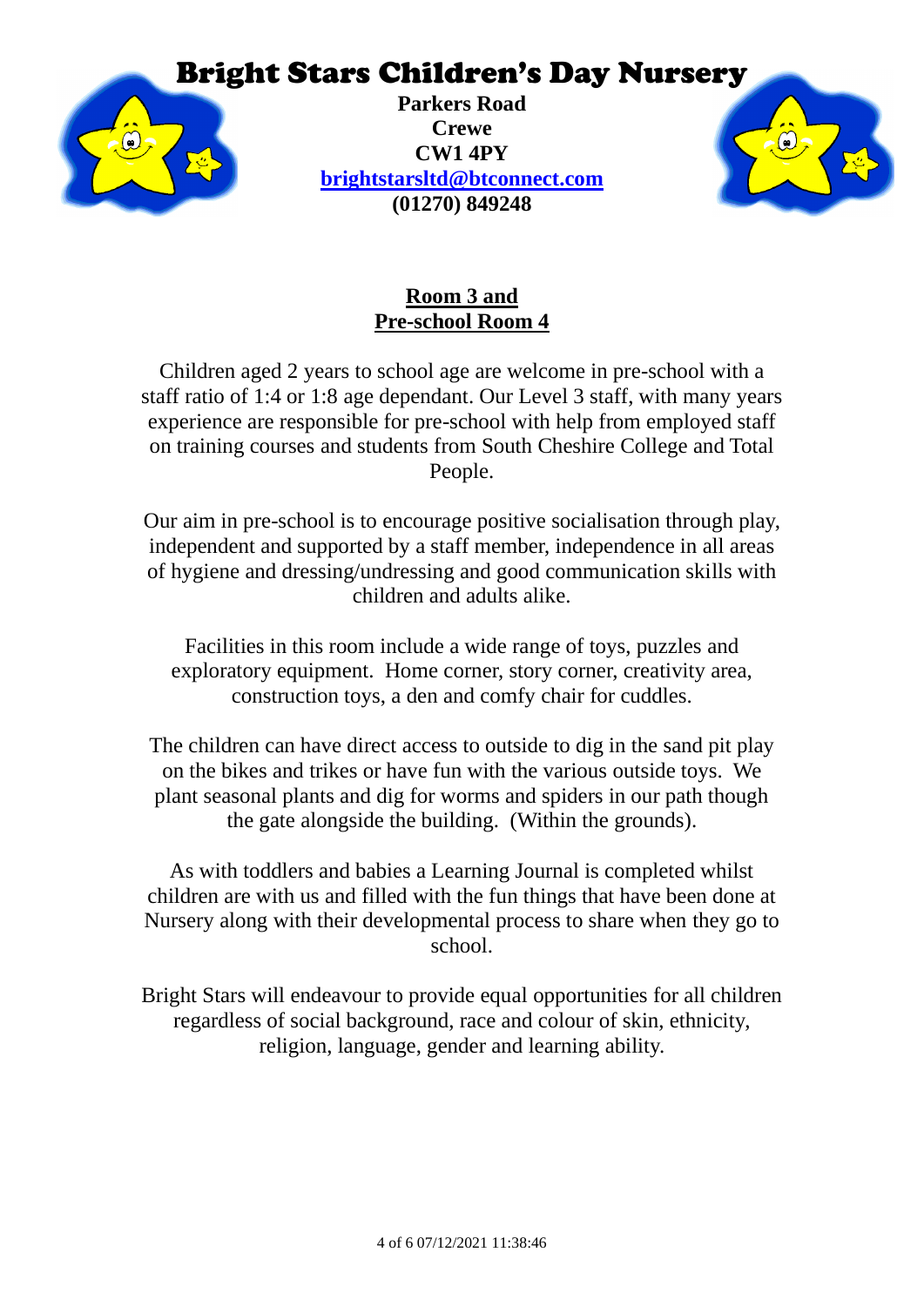# Bright Stars Children's Day Nursery

**Parkers Road**
**Crewe**
**CW1 4PY**
**brightstarsltd@btconnect.com**
**(01270) 849248**

## Room 3 and
## Pre-school Room 4

Children aged 2 years to school age are welcome in pre-school with a staff ratio of 1:4 or 1:8 age dependant. Our Level 3 staff, with many years experience are responsible for pre-school with help from employed staff on training courses and students from South Cheshire College and Total People.

Our aim in pre-school is to encourage positive socialisation through play, independent and supported by a staff member, independence in all areas of hygiene and dressing/undressing and good communication skills with children and adults alike.

Facilities in this room include a wide range of toys, puzzles and exploratory equipment. Home corner, story corner, creativity area, construction toys, a den and comfy chair for cuddles.

The children can have direct access to outside to dig in the sand pit play on the bikes and trikes or have fun with the various outside toys. We plant seasonal plants and dig for worms and spiders in our path though the gate alongside the building. (Within the grounds).

As with toddlers and babies a Learning Journal is completed whilst children are with us and filled with the fun things that have been done at Nursery along with their developmental process to share when they go to school.

Bright Stars will endeavour to provide equal opportunities for all children regardless of social background, race and colour of skin, ethnicity, religion, language, gender and learning ability.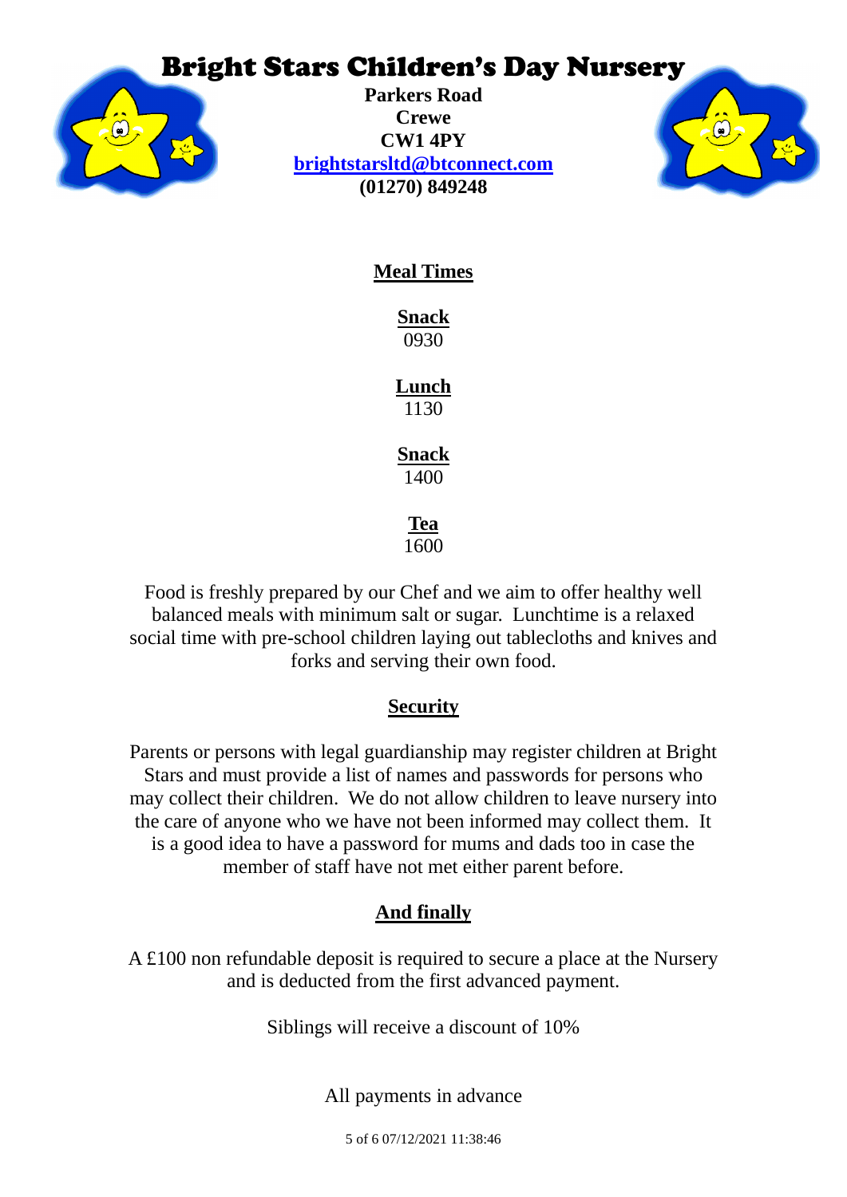# Bright Stars Children's Day Nursery

**Parkers Road**
**Crewe**
**CW1 4PY**
**brightstarsltd@btconnect.com**
**(01270) 849248**

## Meal Times

**Snack**
0930

**Lunch**
1130

**Snack**
1400

**Tea**
1600

Food is freshly prepared by our Chef and we aim to offer healthy well balanced meals with minimum salt or sugar. Lunchtime is a relaxed social time with pre-school children laying out tablecloths and knives and forks and serving their own food.

## Security

Parents or persons with legal guardianship may register children at Bright Stars and must provide a list of names and passwords for persons who may collect their children. We do not allow children to leave nursery into the care of anyone who we have not been informed may collect them. It is a good idea to have a password for mums and dads too in case the member of staff have not met either parent before.

## And finally

A £100 non refundable deposit is required to secure a place at the Nursery and is deducted from the first advanced payment.

Siblings will receive a discount of 10%

All payments in advance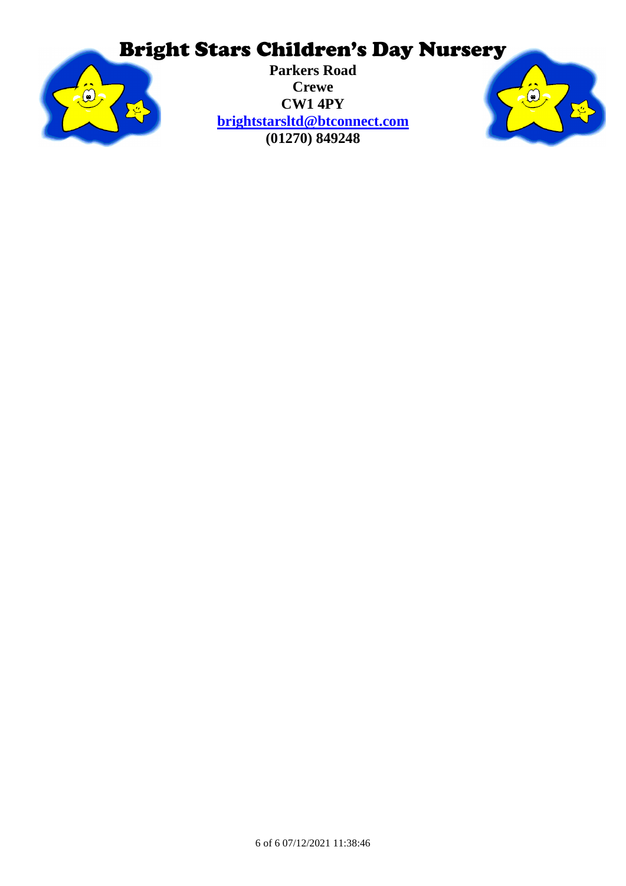# Bright Stars Children's Day Nursery

**Parkers Road**
**Crewe**
**CW1 4PY**
**brightstarsltd@btconnect.com**
**(01270) 849248**